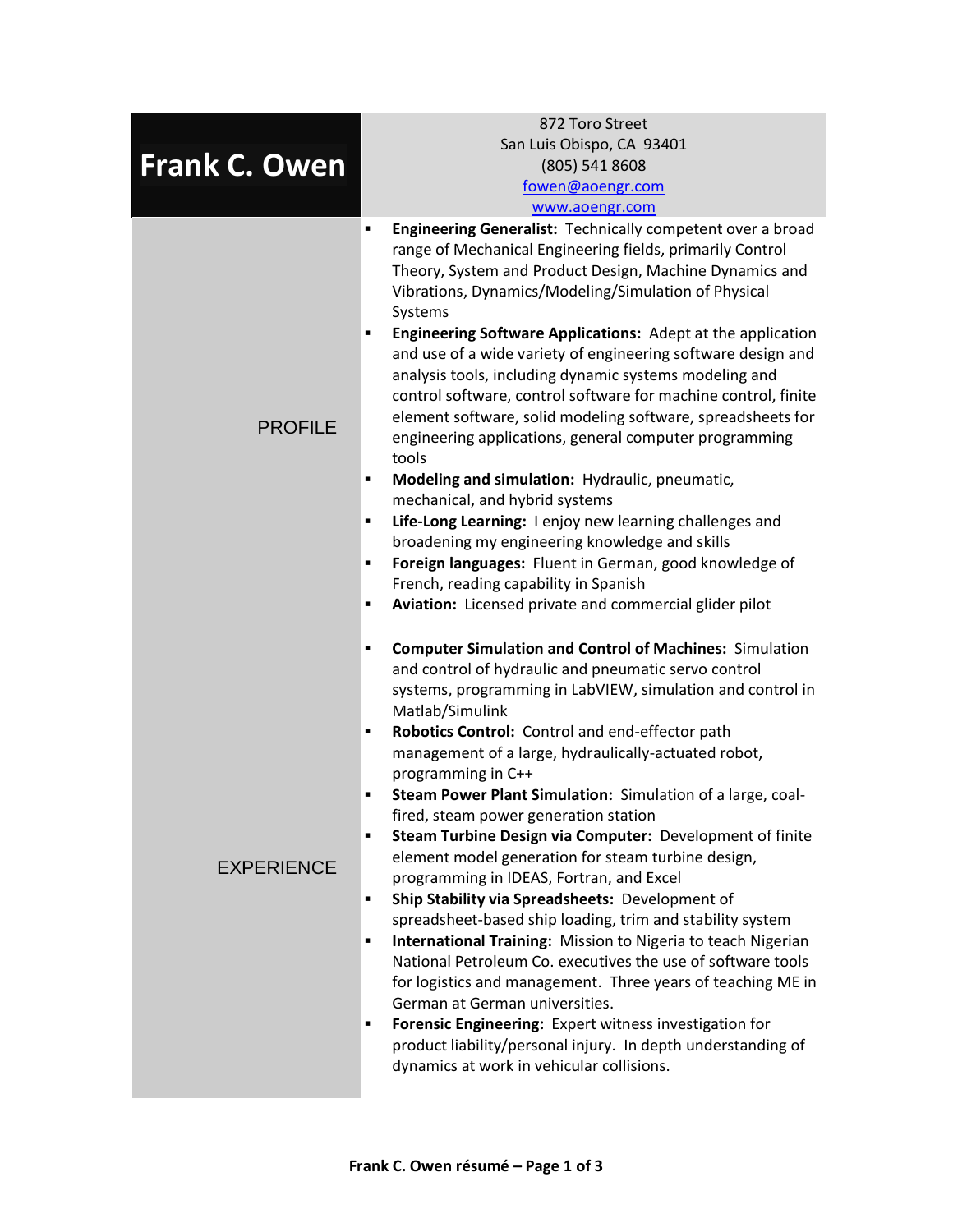# Frank C. Owen

872 Toro Street
San Luis Obispo, CA 93401
(805) 541 8608
fowen@aoengr.com
www.aoengr.com

## PROFILE

- **Engineering Generalist:** Technically competent over a broad range of Mechanical Engineering fields, primarily Control Theory, System and Product Design, Machine Dynamics and Vibrations, Dynamics/Modeling/Simulation of Physical Systems
- **Engineering Software Applications:** Adept at the application and use of a wide variety of engineering software design and analysis tools, including dynamic systems modeling and control software, control software for machine control, finite element software, solid modeling software, spreadsheets for engineering applications, general computer programming tools
- **Modeling and simulation:** Hydraulic, pneumatic, mechanical, and hybrid systems
- **Life-Long Learning:** I enjoy new learning challenges and broadening my engineering knowledge and skills
- **Foreign languages:** Fluent in German, good knowledge of French, reading capability in Spanish
- **Aviation:** Licensed private and commercial glider pilot

## EXPERIENCE

- **Computer Simulation and Control of Machines:** Simulation and control of hydraulic and pneumatic servo control systems, programming in LabVIEW, simulation and control in Matlab/Simulink
- **Robotics Control:** Control and end-effector path management of a large, hydraulically-actuated robot, programming in C++
- **Steam Power Plant Simulation:** Simulation of a large, coal-fired, steam power generation station
- **Steam Turbine Design via Computer:** Development of finite element model generation for steam turbine design, programming in IDEAS, Fortran, and Excel
- **Ship Stability via Spreadsheets:** Development of spreadsheet-based ship loading, trim and stability system
- **International Training:** Mission to Nigeria to teach Nigerian National Petroleum Co. executives the use of software tools for logistics and management. Three years of teaching ME in German at German universities.
- **Forensic Engineering:** Expert witness investigation for product liability/personal injury. In depth understanding of dynamics at work in vehicular collisions.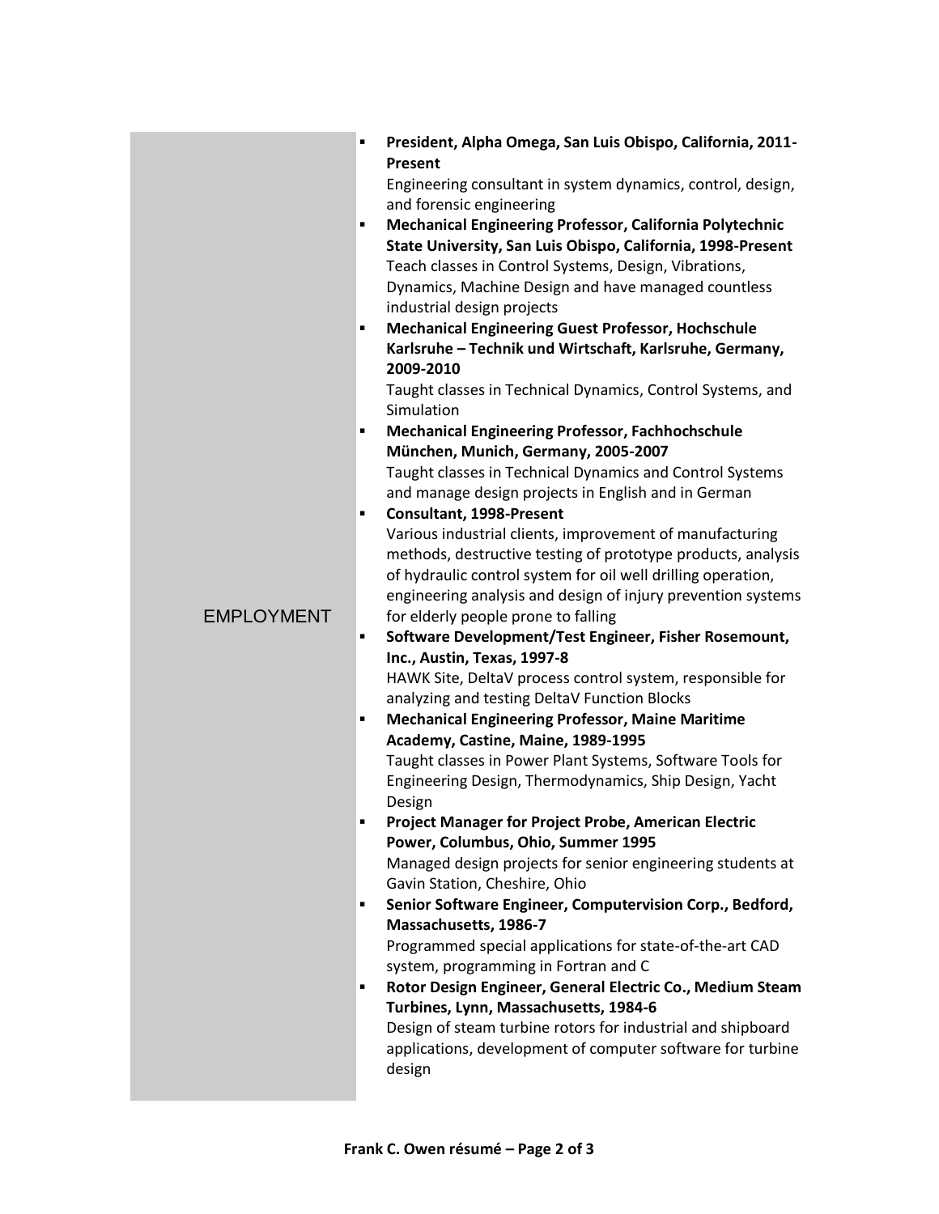## EMPLOYMENT

- **President, Alpha Omega, San Luis Obispo, California, 2011-Present**
  Engineering consultant in system dynamics, control, design, and forensic engineering
- **Mechanical Engineering Professor, California Polytechnic State University, San Luis Obispo, California, 1998-Present**
  Teach classes in Control Systems, Design, Vibrations, Dynamics, Machine Design and have managed countless industrial design projects
- **Mechanical Engineering Guest Professor, Hochschule Karlsruhe – Technik und Wirtschaft, Karlsruhe, Germany, 2009-2010**
  Taught classes in Technical Dynamics, Control Systems, and Simulation
- **Mechanical Engineering Professor, Fachhochschule München, Munich, Germany, 2005-2007**
  Taught classes in Technical Dynamics and Control Systems and manage design projects in English and in German
- **Consultant, 1998-Present**
  Various industrial clients, improvement of manufacturing methods, destructive testing of prototype products, analysis of hydraulic control system for oil well drilling operation, engineering analysis and design of injury prevention systems for elderly people prone to falling
- **Software Development/Test Engineer, Fisher Rosemount, Inc., Austin, Texas, 1997-8**
  HAWK Site, DeltaV process control system, responsible for analyzing and testing DeltaV Function Blocks
- **Mechanical Engineering Professor, Maine Maritime Academy, Castine, Maine, 1989-1995**
  Taught classes in Power Plant Systems, Software Tools for Engineering Design, Thermodynamics, Ship Design, Yacht Design
- **Project Manager for Project Probe, American Electric Power, Columbus, Ohio, Summer 1995**
  Managed design projects for senior engineering students at Gavin Station, Cheshire, Ohio
- **Senior Software Engineer, Computervision Corp., Bedford, Massachusetts, 1986-7**
  Programmed special applications for state-of-the-art CAD system, programming in Fortran and C
- **Rotor Design Engineer, General Electric Co., Medium Steam Turbines, Lynn, Massachusetts, 1984-6**
  Design of steam turbine rotors for industrial and shipboard applications, development of computer software for turbine design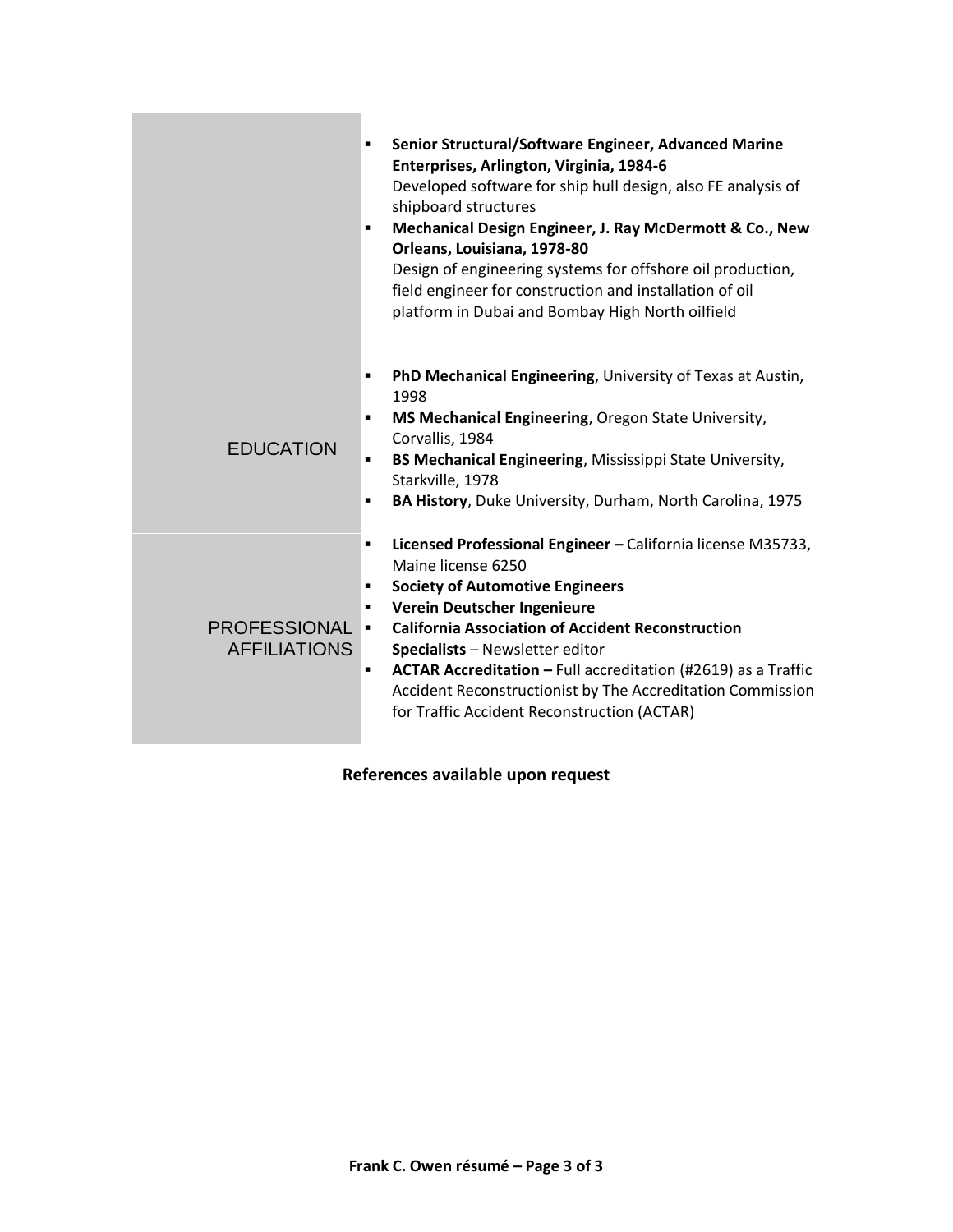- **Senior Structural/Software Engineer, Advanced Marine Enterprises, Arlington, Virginia, 1984-6**
  Developed software for ship hull design, also FE analysis of shipboard structures
- **Mechanical Design Engineer, J. Ray McDermott & Co., New Orleans, Louisiana, 1978-80**
  Design of engineering systems for offshore oil production, field engineer for construction and installation of oil platform in Dubai and Bombay High North oilfield

## EDUCATION

- **PhD Mechanical Engineering**, University of Texas at Austin, 1998
- **MS Mechanical Engineering**, Oregon State University, Corvallis, 1984
- **BS Mechanical Engineering**, Mississippi State University, Starkville, 1978
- **BA History**, Duke University, Durham, North Carolina, 1975

## PROFESSIONAL AFFILIATIONS

- **Licensed Professional Engineer –** California license M35733, Maine license 6250
- **Society of Automotive Engineers**
- **Verein Deutscher Ingenieure**
- **California Association of Accident Reconstruction Specialists** – Newsletter editor
- **ACTAR Accreditation –** Full accreditation (#2619) as a Traffic Accident Reconstructionist by The Accreditation Commission for Traffic Accident Reconstruction (ACTAR)

**References available upon request**